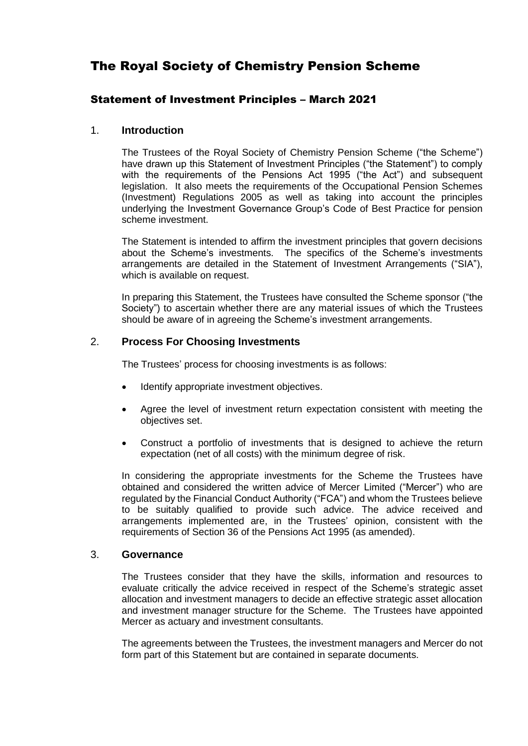# The Royal Society of Chemistry Pension Scheme

## Statement of Investment Principles – March 2021

### 1. Introduction

The Trustees of the Royal Society of Chemistry Pension Scheme ("the Scheme") have drawn up this Statement of Investment Principles ("the Statement") to comply with the requirements of the Pensions Act 1995 ("the Act") and subsequent legislation. It also meets the requirements of the Occupational Pension Schemes (Investment) Regulations 2005 as well as taking into account the principles underlying the Investment Governance Group's Code of Best Practice for pension scheme investment.

The Statement is intended to affirm the investment principles that govern decisions about the Scheme's investments. The specifics of the Scheme's investments arrangements are detailed in the Statement of Investment Arrangements ("SIA"), which is available on request.

In preparing this Statement, the Trustees have consulted the Scheme sponsor ("the Society") to ascertain whether there are any material issues of which the Trustees should be aware of in agreeing the Scheme's investment arrangements.

### 2. Process For Choosing Investments

The Trustees' process for choosing investments is as follows:

- Identify appropriate investment objectives.
- Agree the level of investment return expectation consistent with meeting the objectives set.
- Construct a portfolio of investments that is designed to achieve the return expectation (net of all costs) with the minimum degree of risk.

In considering the appropriate investments for the Scheme the Trustees have obtained and considered the written advice of Mercer Limited ("Mercer") who are regulated by the Financial Conduct Authority ("FCA") and whom the Trustees believe to be suitably qualified to provide such advice. The advice received and arrangements implemented are, in the Trustees' opinion, consistent with the requirements of Section 36 of the Pensions Act 1995 (as amended).

### 3. Governance

The Trustees consider that they have the skills, information and resources to evaluate critically the advice received in respect of the Scheme's strategic asset allocation and investment managers to decide an effective strategic asset allocation and investment manager structure for the Scheme. The Trustees have appointed Mercer as actuary and investment consultants.

The agreements between the Trustees, the investment managers and Mercer do not form part of this Statement but are contained in separate documents.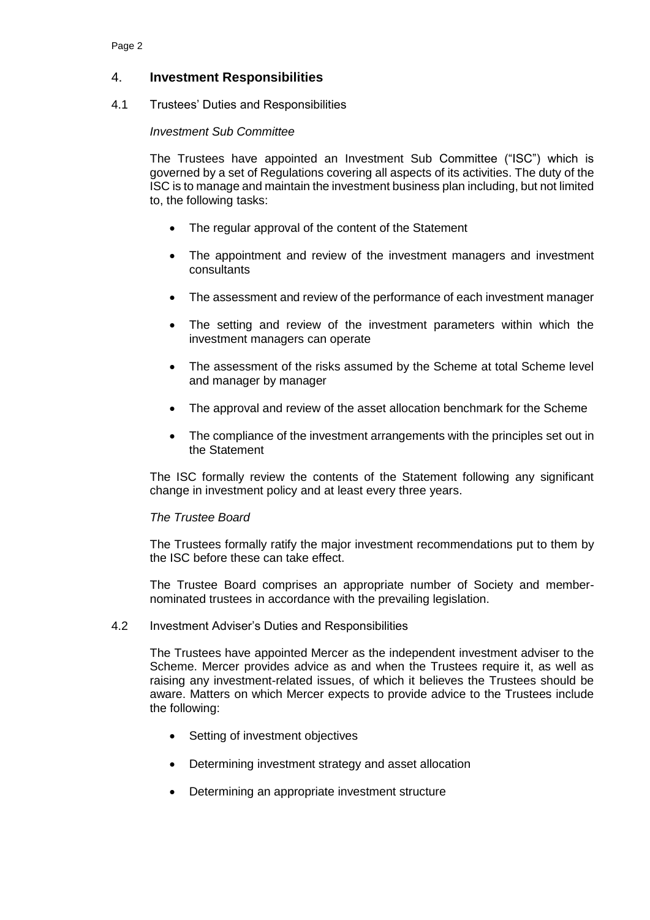## 4. **Investment Responsibilities**

### 4.1 Trustees' Duties and Responsibilities

*Investment Sub Committee*

The Trustees have appointed an Investment Sub Committee ("ISC") which is governed by a set of Regulations covering all aspects of its activities. The duty of the ISC is to manage and maintain the investment business plan including, but not limited to, the following tasks:

- The regular approval of the content of the Statement
- The appointment and review of the investment managers and investment consultants
- The assessment and review of the performance of each investment manager
- The setting and review of the investment parameters within which the investment managers can operate
- The assessment of the risks assumed by the Scheme at total Scheme level and manager by manager
- The approval and review of the asset allocation benchmark for the Scheme
- The compliance of the investment arrangements with the principles set out in the Statement

The ISC formally review the contents of the Statement following any significant change in investment policy and at least every three years.

*The Trustee Board*

The Trustees formally ratify the major investment recommendations put to them by the ISC before these can take effect.

The Trustee Board comprises an appropriate number of Society and member-nominated trustees in accordance with the prevailing legislation.

### 4.2 Investment Adviser's Duties and Responsibilities

The Trustees have appointed Mercer as the independent investment adviser to the Scheme. Mercer provides advice as and when the Trustees require it, as well as raising any investment-related issues, of which it believes the Trustees should be aware. Matters on which Mercer expects to provide advice to the Trustees include the following:

- Setting of investment objectives
- Determining investment strategy and asset allocation
- Determining an appropriate investment structure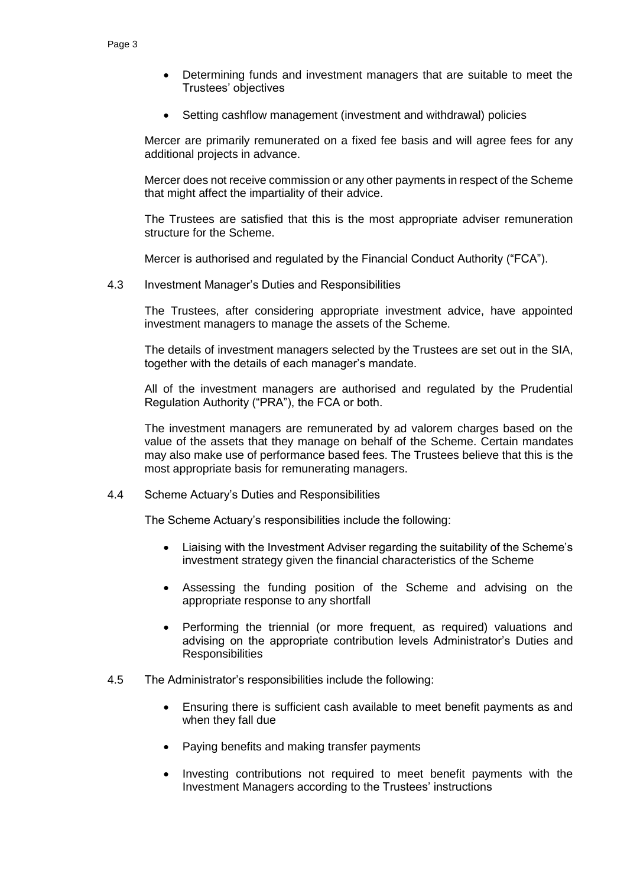- Determining funds and investment managers that are suitable to meet the Trustees' objectives

- Setting cashflow management (investment and withdrawal) policies

Mercer are primarily remunerated on a fixed fee basis and will agree fees for any additional projects in advance.

Mercer does not receive commission or any other payments in respect of the Scheme that might affect the impartiality of their advice.

The Trustees are satisfied that this is the most appropriate adviser remuneration structure for the Scheme.

Mercer is authorised and regulated by the Financial Conduct Authority ("FCA").

4.3 Investment Manager's Duties and Responsibilities

The Trustees, after considering appropriate investment advice, have appointed investment managers to manage the assets of the Scheme.

The details of investment managers selected by the Trustees are set out in the SIA, together with the details of each manager's mandate.

All of the investment managers are authorised and regulated by the Prudential Regulation Authority ("PRA"), the FCA or both.

The investment managers are remunerated by ad valorem charges based on the value of the assets that they manage on behalf of the Scheme. Certain mandates may also make use of performance based fees. The Trustees believe that this is the most appropriate basis for remunerating managers.

4.4 Scheme Actuary's Duties and Responsibilities

The Scheme Actuary's responsibilities include the following:

- Liaising with the Investment Adviser regarding the suitability of the Scheme's investment strategy given the financial characteristics of the Scheme

- Assessing the funding position of the Scheme and advising on the appropriate response to any shortfall

- Performing the triennial (or more frequent, as required) valuations and advising on the appropriate contribution levels Administrator's Duties and Responsibilities

4.5 The Administrator's responsibilities include the following:

- Ensuring there is sufficient cash available to meet benefit payments as and when they fall due

- Paying benefits and making transfer payments

- Investing contributions not required to meet benefit payments with the Investment Managers according to the Trustees' instructions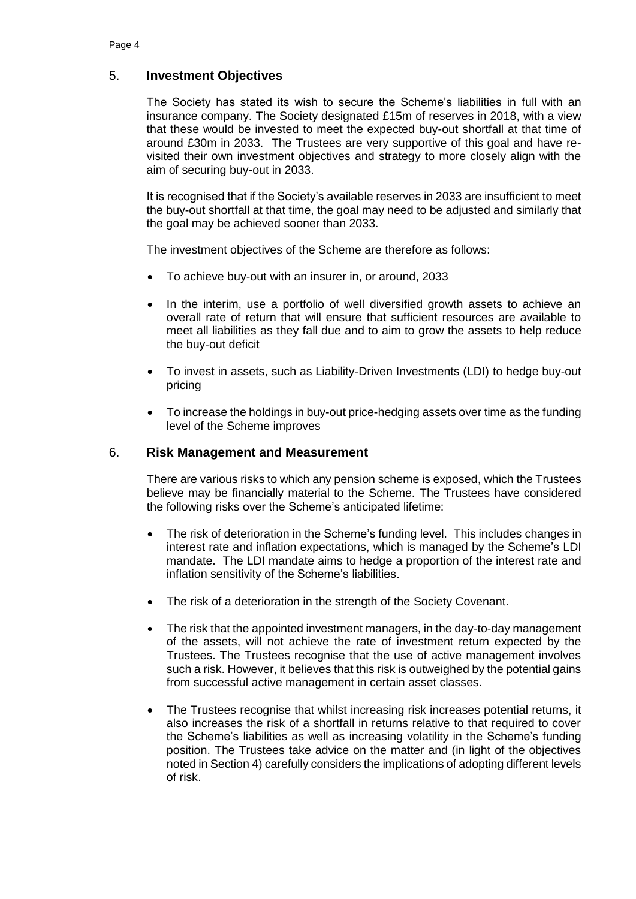## 5. **Investment Objectives**

The Society has stated its wish to secure the Scheme's liabilities in full with an insurance company. The Society designated £15m of reserves in 2018, with a view that these would be invested to meet the expected buy-out shortfall at that time of around £30m in 2033. The Trustees are very supportive of this goal and have re-visited their own investment objectives and strategy to more closely align with the aim of securing buy-out in 2033.

It is recognised that if the Society's available reserves in 2033 are insufficient to meet the buy-out shortfall at that time, the goal may need to be adjusted and similarly that the goal may be achieved sooner than 2033.

The investment objectives of the Scheme are therefore as follows:

- To achieve buy-out with an insurer in, or around, 2033
- In the interim, use a portfolio of well diversified growth assets to achieve an overall rate of return that will ensure that sufficient resources are available to meet all liabilities as they fall due and to aim to grow the assets to help reduce the buy-out deficit
- To invest in assets, such as Liability-Driven Investments (LDI) to hedge buy-out pricing
- To increase the holdings in buy-out price-hedging assets over time as the funding level of the Scheme improves

## 6. **Risk Management and Measurement**

There are various risks to which any pension scheme is exposed, which the Trustees believe may be financially material to the Scheme. The Trustees have considered the following risks over the Scheme's anticipated lifetime:

- The risk of deterioration in the Scheme's funding level. This includes changes in interest rate and inflation expectations, which is managed by the Scheme's LDI mandate. The LDI mandate aims to hedge a proportion of the interest rate and inflation sensitivity of the Scheme's liabilities.
- The risk of a deterioration in the strength of the Society Covenant.
- The risk that the appointed investment managers, in the day-to-day management of the assets, will not achieve the rate of investment return expected by the Trustees. The Trustees recognise that the use of active management involves such a risk. However, it believes that this risk is outweighed by the potential gains from successful active management in certain asset classes.
- The Trustees recognise that whilst increasing risk increases potential returns, it also increases the risk of a shortfall in returns relative to that required to cover the Scheme's liabilities as well as increasing volatility in the Scheme's funding position. The Trustees take advice on the matter and (in light of the objectives noted in Section 4) carefully considers the implications of adopting different levels of risk.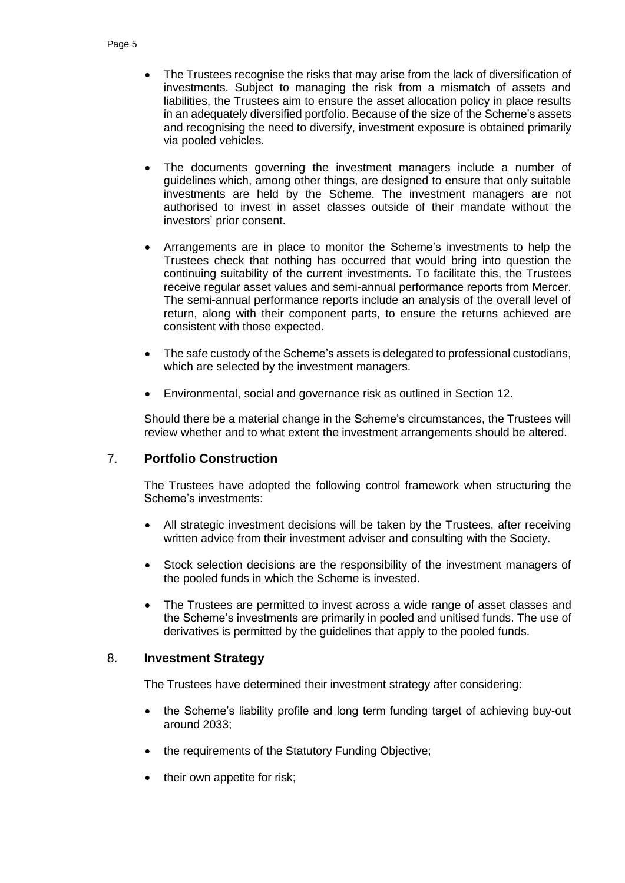- The Trustees recognise the risks that may arise from the lack of diversification of investments. Subject to managing the risk from a mismatch of assets and liabilities, the Trustees aim to ensure the asset allocation policy in place results in an adequately diversified portfolio. Because of the size of the Scheme's assets and recognising the need to diversify, investment exposure is obtained primarily via pooled vehicles.

- The documents governing the investment managers include a number of guidelines which, among other things, are designed to ensure that only suitable investments are held by the Scheme. The investment managers are not authorised to invest in asset classes outside of their mandate without the investors' prior consent.

- Arrangements are in place to monitor the Scheme's investments to help the Trustees check that nothing has occurred that would bring into question the continuing suitability of the current investments. To facilitate this, the Trustees receive regular asset values and semi-annual performance reports from Mercer. The semi-annual performance reports include an analysis of the overall level of return, along with their component parts, to ensure the returns achieved are consistent with those expected.

- The safe custody of the Scheme's assets is delegated to professional custodians, which are selected by the investment managers.

- Environmental, social and governance risk as outlined in Section 12.

Should there be a material change in the Scheme's circumstances, the Trustees will review whether and to what extent the investment arrangements should be altered.

## 7. Portfolio Construction

The Trustees have adopted the following control framework when structuring the Scheme's investments:

- All strategic investment decisions will be taken by the Trustees, after receiving written advice from their investment adviser and consulting with the Society.

- Stock selection decisions are the responsibility of the investment managers of the pooled funds in which the Scheme is invested.

- The Trustees are permitted to invest across a wide range of asset classes and the Scheme's investments are primarily in pooled and unitised funds. The use of derivatives is permitted by the guidelines that apply to the pooled funds.

## 8. Investment Strategy

The Trustees have determined their investment strategy after considering:

- the Scheme's liability profile and long term funding target of achieving buy-out around 2033;

- the requirements of the Statutory Funding Objective;

- their own appetite for risk;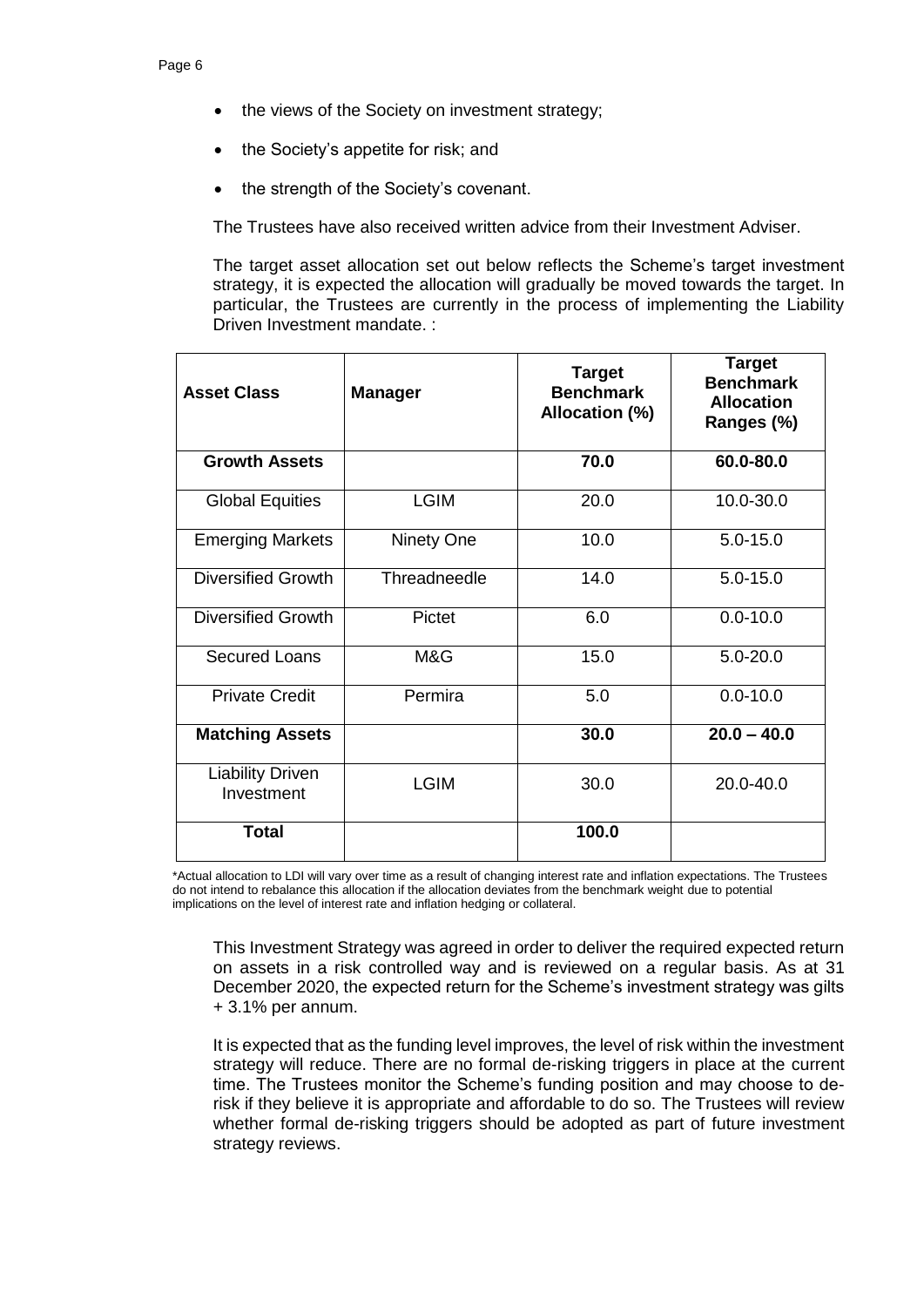- the views of the Society on investment strategy;
- the Society's appetite for risk; and
- the strength of the Society's covenant.

The Trustees have also received written advice from their Investment Adviser.

The target asset allocation set out below reflects the Scheme's target investment strategy, it is expected the allocation will gradually be moved towards the target. In particular, the Trustees are currently in the process of implementing the Liability Driven Investment mandate. :

| Asset Class | Manager | Target Benchmark Allocation (%) | Target Benchmark Allocation Ranges (%) |
|---|---|---|---|
| **Growth Assets** | | **70.0** | **60.0-80.0** |
| Global Equities | LGIM | 20.0 | 10.0-30.0 |
| Emerging Markets | Ninety One | 10.0 | 5.0-15.0 |
| Diversified Growth | Threadneedle | 14.0 | 5.0-15.0 |
| Diversified Growth | Pictet | 6.0 | 0.0-10.0 |
| Secured Loans | M&G | 15.0 | 5.0-20.0 |
| Private Credit | Permira | 5.0 | 0.0-10.0 |
| **Matching Assets** | | **30.0** | **20.0 – 40.0** |
| Liability Driven Investment | LGIM | 30.0 | 20.0-40.0 |
| **Total** | | **100.0** | |

*Actual allocation to LDI will vary over time as a result of changing interest rate and inflation expectations. The Trustees do not intend to rebalance this allocation if the allocation deviates from the benchmark weight due to potential implications on the level of interest rate and inflation hedging or collateral.

This Investment Strategy was agreed in order to deliver the required expected return on assets in a risk controlled way and is reviewed on a regular basis. As at 31 December 2020, the expected return for the Scheme's investment strategy was gilts + 3.1% per annum.

It is expected that as the funding level improves, the level of risk within the investment strategy will reduce. There are no formal de-risking triggers in place at the current time. The Trustees monitor the Scheme's funding position and may choose to de-risk if they believe it is appropriate and affordable to do so. The Trustees will review whether formal de-risking triggers should be adopted as part of future investment strategy reviews.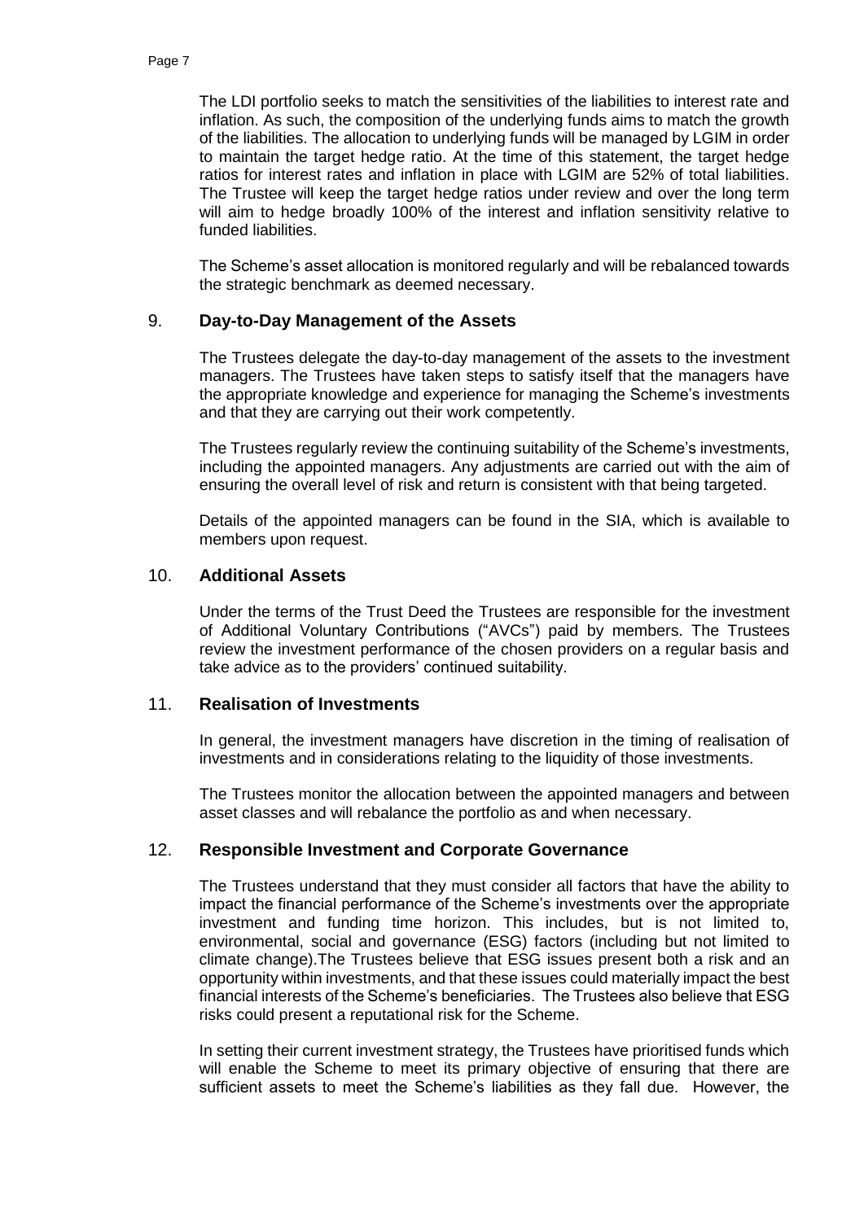The LDI portfolio seeks to match the sensitivities of the liabilities to interest rate and inflation. As such, the composition of the underlying funds aims to match the growth of the liabilities. The allocation to underlying funds will be managed by LGIM in order to maintain the target hedge ratio. At the time of this statement, the target hedge ratios for interest rates and inflation in place with LGIM are 52% of total liabilities. The Trustee will keep the target hedge ratios under review and over the long term will aim to hedge broadly 100% of the interest and inflation sensitivity relative to funded liabilities.

The Scheme's asset allocation is monitored regularly and will be rebalanced towards the strategic benchmark as deemed necessary.

## 9. Day-to-Day Management of the Assets

The Trustees delegate the day-to-day management of the assets to the investment managers. The Trustees have taken steps to satisfy itself that the managers have the appropriate knowledge and experience for managing the Scheme's investments and that they are carrying out their work competently.

The Trustees regularly review the continuing suitability of the Scheme's investments, including the appointed managers. Any adjustments are carried out with the aim of ensuring the overall level of risk and return is consistent with that being targeted.

Details of the appointed managers can be found in the SIA, which is available to members upon request.

## 10. Additional Assets

Under the terms of the Trust Deed the Trustees are responsible for the investment of Additional Voluntary Contributions ("AVCs") paid by members. The Trustees review the investment performance of the chosen providers on a regular basis and take advice as to the providers' continued suitability.

## 11. Realisation of Investments

In general, the investment managers have discretion in the timing of realisation of investments and in considerations relating to the liquidity of those investments.

The Trustees monitor the allocation between the appointed managers and between asset classes and will rebalance the portfolio as and when necessary.

## 12. Responsible Investment and Corporate Governance

The Trustees understand that they must consider all factors that have the ability to impact the financial performance of the Scheme's investments over the appropriate investment and funding time horizon. This includes, but is not limited to, environmental, social and governance (ESG) factors (including but not limited to climate change).The Trustees believe that ESG issues present both a risk and an opportunity within investments, and that these issues could materially impact the best financial interests of the Scheme's beneficiaries. The Trustees also believe that ESG risks could present a reputational risk for the Scheme.

In setting their current investment strategy, the Trustees have prioritised funds which will enable the Scheme to meet its primary objective of ensuring that there are sufficient assets to meet the Scheme's liabilities as they fall due. However, the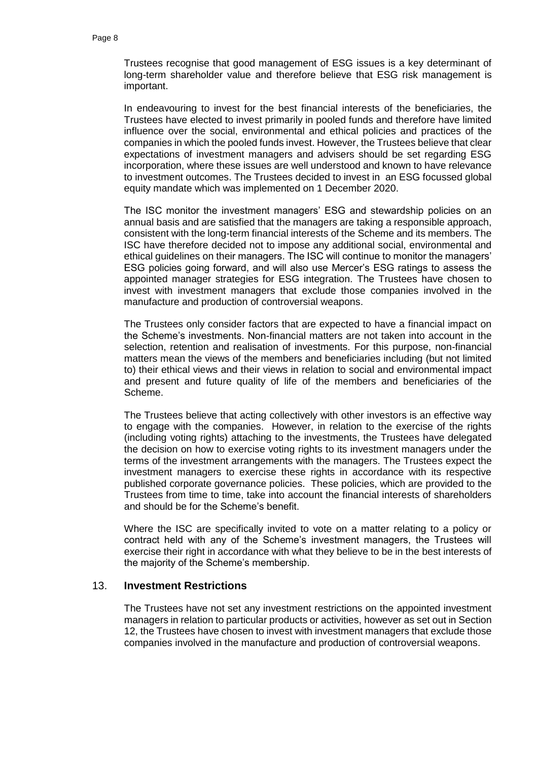Trustees recognise that good management of ESG issues is a key determinant of long-term shareholder value and therefore believe that ESG risk management is important.

In endeavouring to invest for the best financial interests of the beneficiaries, the Trustees have elected to invest primarily in pooled funds and therefore have limited influence over the social, environmental and ethical policies and practices of the companies in which the pooled funds invest. However, the Trustees believe that clear expectations of investment managers and advisers should be set regarding ESG incorporation, where these issues are well understood and known to have relevance to investment outcomes. The Trustees decided to invest in an ESG focussed global equity mandate which was implemented on 1 December 2020.

The ISC monitor the investment managers' ESG and stewardship policies on an annual basis and are satisfied that the managers are taking a responsible approach, consistent with the long-term financial interests of the Scheme and its members. The ISC have therefore decided not to impose any additional social, environmental and ethical guidelines on their managers. The ISC will continue to monitor the managers' ESG policies going forward, and will also use Mercer's ESG ratings to assess the appointed manager strategies for ESG integration. The Trustees have chosen to invest with investment managers that exclude those companies involved in the manufacture and production of controversial weapons.

The Trustees only consider factors that are expected to have a financial impact on the Scheme's investments. Non-financial matters are not taken into account in the selection, retention and realisation of investments. For this purpose, non-financial matters mean the views of the members and beneficiaries including (but not limited to) their ethical views and their views in relation to social and environmental impact and present and future quality of life of the members and beneficiaries of the Scheme.

The Trustees believe that acting collectively with other investors is an effective way to engage with the companies. However, in relation to the exercise of the rights (including voting rights) attaching to the investments, the Trustees have delegated the decision on how to exercise voting rights to its investment managers under the terms of the investment arrangements with the managers. The Trustees expect the investment managers to exercise these rights in accordance with its respective published corporate governance policies. These policies, which are provided to the Trustees from time to time, take into account the financial interests of shareholders and should be for the Scheme's benefit.

Where the ISC are specifically invited to vote on a matter relating to a policy or contract held with any of the Scheme's investment managers, the Trustees will exercise their right in accordance with what they believe to be in the best interests of the majority of the Scheme's membership.

## 13. Investment Restrictions

The Trustees have not set any investment restrictions on the appointed investment managers in relation to particular products or activities, however as set out in Section 12, the Trustees have chosen to invest with investment managers that exclude those companies involved in the manufacture and production of controversial weapons.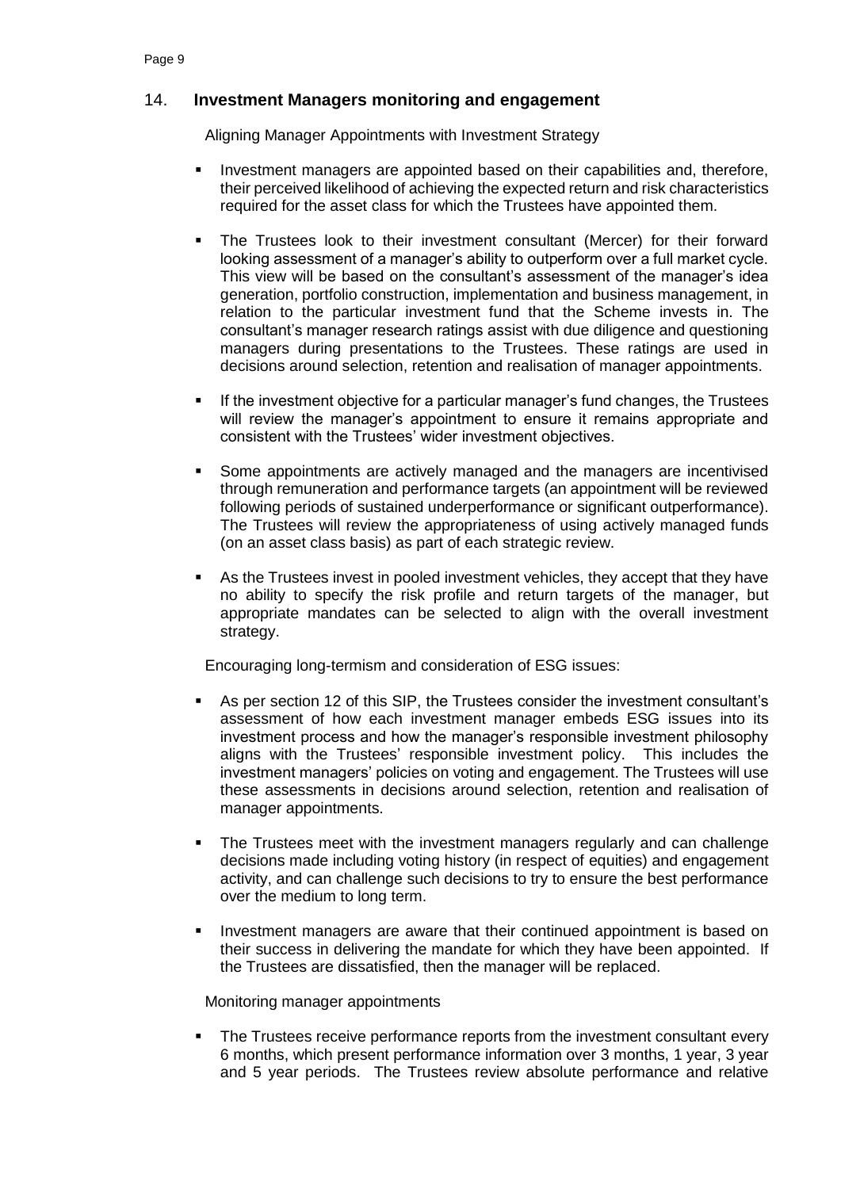## 14. Investment Managers monitoring and engagement

Aligning Manager Appointments with Investment Strategy

- Investment managers are appointed based on their capabilities and, therefore, their perceived likelihood of achieving the expected return and risk characteristics required for the asset class for which the Trustees have appointed them.

- The Trustees look to their investment consultant (Mercer) for their forward looking assessment of a manager's ability to outperform over a full market cycle. This view will be based on the consultant's assessment of the manager's idea generation, portfolio construction, implementation and business management, in relation to the particular investment fund that the Scheme invests in. The consultant's manager research ratings assist with due diligence and questioning managers during presentations to the Trustees. These ratings are used in decisions around selection, retention and realisation of manager appointments.

- If the investment objective for a particular manager's fund changes, the Trustees will review the manager's appointment to ensure it remains appropriate and consistent with the Trustees' wider investment objectives.

- Some appointments are actively managed and the managers are incentivised through remuneration and performance targets (an appointment will be reviewed following periods of sustained underperformance or significant outperformance). The Trustees will review the appropriateness of using actively managed funds (on an asset class basis) as part of each strategic review.

- As the Trustees invest in pooled investment vehicles, they accept that they have no ability to specify the risk profile and return targets of the manager, but appropriate mandates can be selected to align with the overall investment strategy.

Encouraging long-termism and consideration of ESG issues:

- As per section 12 of this SIP, the Trustees consider the investment consultant's assessment of how each investment manager embeds ESG issues into its investment process and how the manager's responsible investment philosophy aligns with the Trustees' responsible investment policy. This includes the investment managers' policies on voting and engagement. The Trustees will use these assessments in decisions around selection, retention and realisation of manager appointments.

- The Trustees meet with the investment managers regularly and can challenge decisions made including voting history (in respect of equities) and engagement activity, and can challenge such decisions to try to ensure the best performance over the medium to long term.

- Investment managers are aware that their continued appointment is based on their success in delivering the mandate for which they have been appointed. If the Trustees are dissatisfied, then the manager will be replaced.

Monitoring manager appointments

- The Trustees receive performance reports from the investment consultant every 6 months, which present performance information over 3 months, 1 year, 3 year and 5 year periods. The Trustees review absolute performance and relative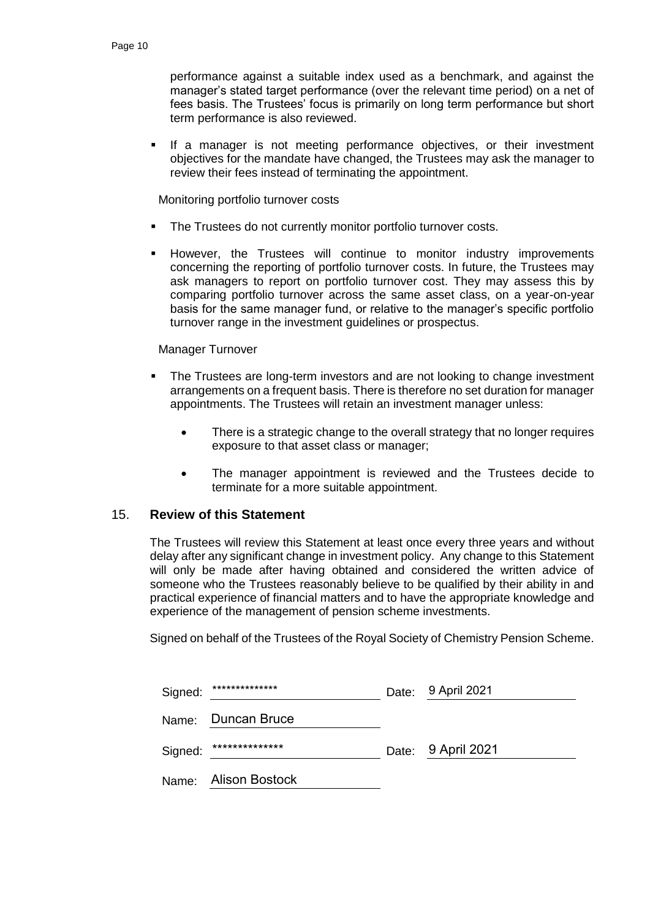performance against a suitable index used as a benchmark, and against the manager's stated target performance (over the relevant time period) on a net of fees basis. The Trustees' focus is primarily on long term performance but short term performance is also reviewed.

- If a manager is not meeting performance objectives, or their investment objectives for the mandate have changed, the Trustees may ask the manager to review their fees instead of terminating the appointment.

Monitoring portfolio turnover costs

- The Trustees do not currently monitor portfolio turnover costs.
- However, the Trustees will continue to monitor industry improvements concerning the reporting of portfolio turnover costs. In future, the Trustees may ask managers to report on portfolio turnover cost. They may assess this by comparing portfolio turnover across the same asset class, on a year-on-year basis for the same manager fund, or relative to the manager's specific portfolio turnover range in the investment guidelines or prospectus.

Manager Turnover

- The Trustees are long-term investors and are not looking to change investment arrangements on a frequent basis. There is therefore no set duration for manager appointments. The Trustees will retain an investment manager unless:
  - There is a strategic change to the overall strategy that no longer requires exposure to that asset class or manager;
  - The manager appointment is reviewed and the Trustees decide to terminate for a more suitable appointment.

## 15. Review of this Statement

The Trustees will review this Statement at least once every three years and without delay after any significant change in investment policy. Any change to this Statement will only be made after having obtained and considered the written advice of someone who the Trustees reasonably believe to be qualified by their ability in and practical experience of financial matters and to have the appropriate knowledge and experience of the management of pension scheme investments.

Signed on behalf of the Trustees of the Royal Society of Chemistry Pension Scheme.

Signed: ************** Date: 9 April 2021

Name: Duncan Bruce

Signed: ************** Date: 9 April 2021

Name: Alison Bostock